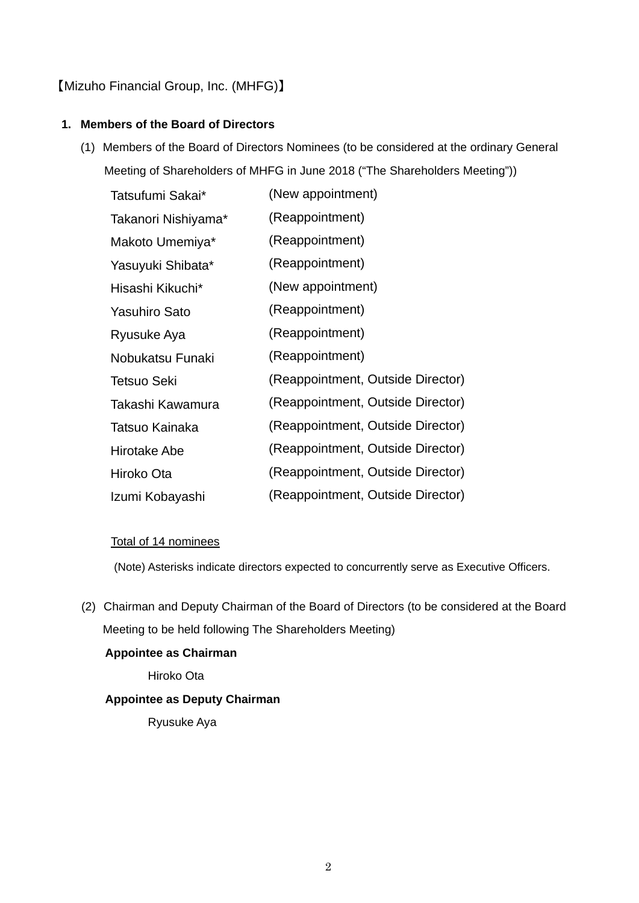【Mizuho Financial Group, Inc. (MHFG)】

1. **Members of the Board of Directors**

(1) Members of the Board of Directors Nominees (to be considered at the ordinary General Meeting of Shareholders of MHFG in June 2018 ("The Shareholders Meeting"))

| | |
|---|---|
| Tatsufumi Sakai* | (New appointment) |
| Takanori Nishiyama* | (Reappointment) |
| Makoto Umemiya* | (Reappointment) |
| Yasuyuki Shibata* | (Reappointment) |
| Hisashi Kikuchi* | (New appointment) |
| Yasuhiro Sato | (Reappointment) |
| Ryusuke Aya | (Reappointment) |
| Nobukatsu Funaki | (Reappointment) |
| Tetsuo Seki | (Reappointment, Outside Director) |
| Takashi Kawamura | (Reappointment, Outside Director) |
| Tatsuo Kainaka | (Reappointment, Outside Director) |
| Hirotake Abe | (Reappointment, Outside Director) |
| Hiroko Ota | (Reappointment, Outside Director) |
| Izumi Kobayashi | (Reappointment, Outside Director) |

Total of 14 nominees

(Note) Asterisks indicate directors expected to concurrently serve as Executive Officers.

(2) Chairman and Deputy Chairman of the Board of Directors (to be considered at the Board Meeting to be held following The Shareholders Meeting)

**Appointee as Chairman**

Hiroko Ota

**Appointee as Deputy Chairman**

Ryusuke Aya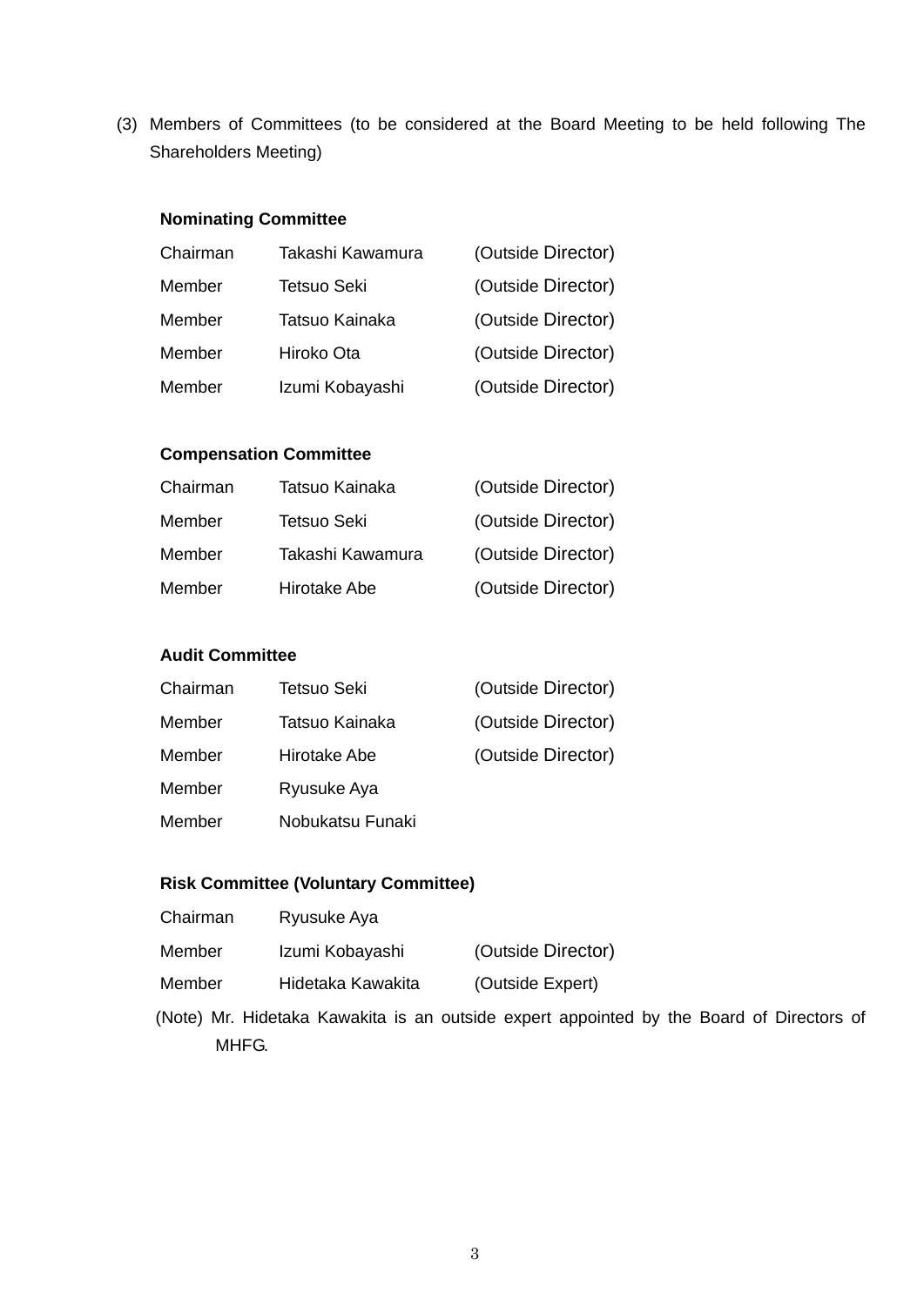(3) Members of Committees (to be considered at the Board Meeting to be held following The Shareholders Meeting)

**Nominating Committee**

| | | |
|---|---|---|
| Chairman | Takashi Kawamura | (Outside Director) |
| Member | Tetsuo Seki | (Outside Director) |
| Member | Tatsuo Kainaka | (Outside Director) |
| Member | Hiroko Ota | (Outside Director) |
| Member | Izumi Kobayashi | (Outside Director) |

**Compensation Committee**

| | | |
|---|---|---|
| Chairman | Tatsuo Kainaka | (Outside Director) |
| Member | Tetsuo Seki | (Outside Director) |
| Member | Takashi Kawamura | (Outside Director) |
| Member | Hirotake Abe | (Outside Director) |

**Audit Committee**

| | | |
|---|---|---|
| Chairman | Tetsuo Seki | (Outside Director) |
| Member | Tatsuo Kainaka | (Outside Director) |
| Member | Hirotake Abe | (Outside Director) |
| Member | Ryusuke Aya | |
| Member | Nobukatsu Funaki | |

**Risk Committee (Voluntary Committee)**

| | | |
|---|---|---|
| Chairman | Ryusuke Aya | |
| Member | Izumi Kobayashi | (Outside Director) |
| Member | Hidetaka Kawakita | (Outside Expert) |

(Note) Mr. Hidetaka Kawakita is an outside expert appointed by the Board of Directors of MHFG.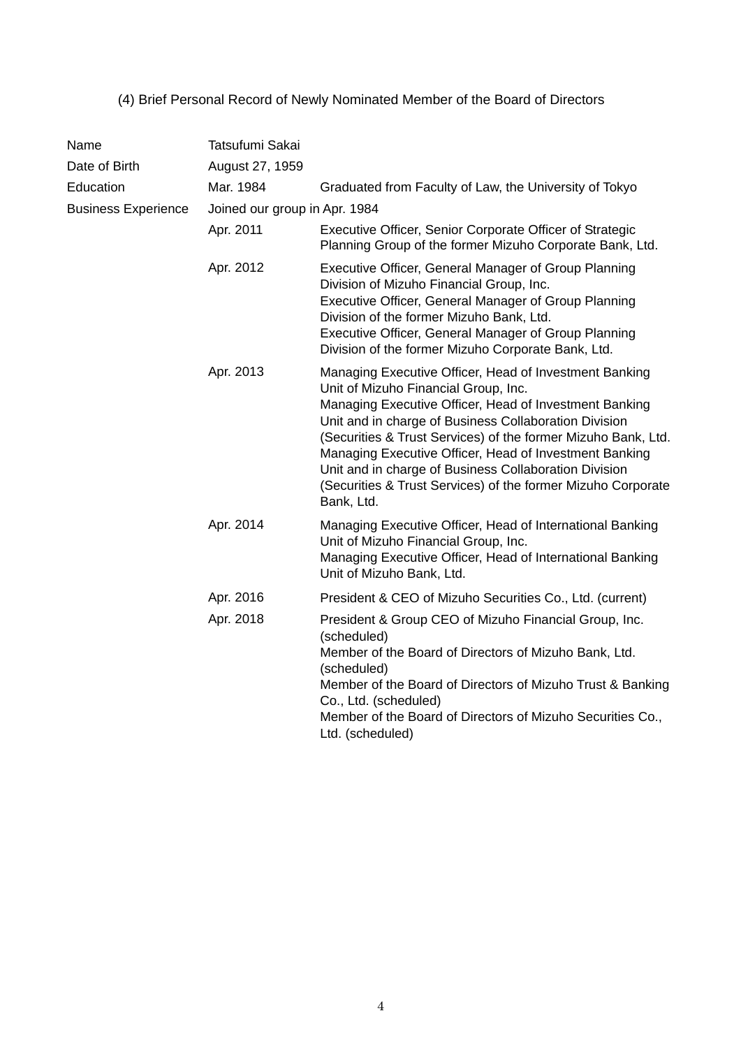### (4) Brief Personal Record of Newly Nominated Member of the Board of Directors

| | | |
|---|---|---|
| Name | Tatsufumi Sakai | |
| Date of Birth | August 27, 1959 | |
| Education | Mar. 1984 | Graduated from Faculty of Law, the University of Tokyo |
| Business Experience | Joined our group in Apr. 1984 | |
| | Apr. 2011 | Executive Officer, Senior Corporate Officer of Strategic Planning Group of the former Mizuho Corporate Bank, Ltd. |
| | Apr. 2012 | Executive Officer, General Manager of Group Planning Division of Mizuho Financial Group, Inc.<br>Executive Officer, General Manager of Group Planning Division of the former Mizuho Bank, Ltd.<br>Executive Officer, General Manager of Group Planning Division of the former Mizuho Corporate Bank, Ltd. |
| | Apr. 2013 | Managing Executive Officer, Head of Investment Banking Unit of Mizuho Financial Group, Inc.<br>Managing Executive Officer, Head of Investment Banking Unit and in charge of Business Collaboration Division (Securities & Trust Services) of the former Mizuho Bank, Ltd.<br>Managing Executive Officer, Head of Investment Banking Unit and in charge of Business Collaboration Division (Securities & Trust Services) of the former Mizuho Corporate Bank, Ltd. |
| | Apr. 2014 | Managing Executive Officer, Head of International Banking Unit of Mizuho Financial Group, Inc.<br>Managing Executive Officer, Head of International Banking Unit of Mizuho Bank, Ltd. |
| | Apr. 2016 | President & CEO of Mizuho Securities Co., Ltd. (current) |
| | Apr. 2018 | President & Group CEO of Mizuho Financial Group, Inc. (scheduled)<br>Member of the Board of Directors of Mizuho Bank, Ltd. (scheduled)<br>Member of the Board of Directors of Mizuho Trust & Banking Co., Ltd. (scheduled)<br>Member of the Board of Directors of Mizuho Securities Co., Ltd. (scheduled) |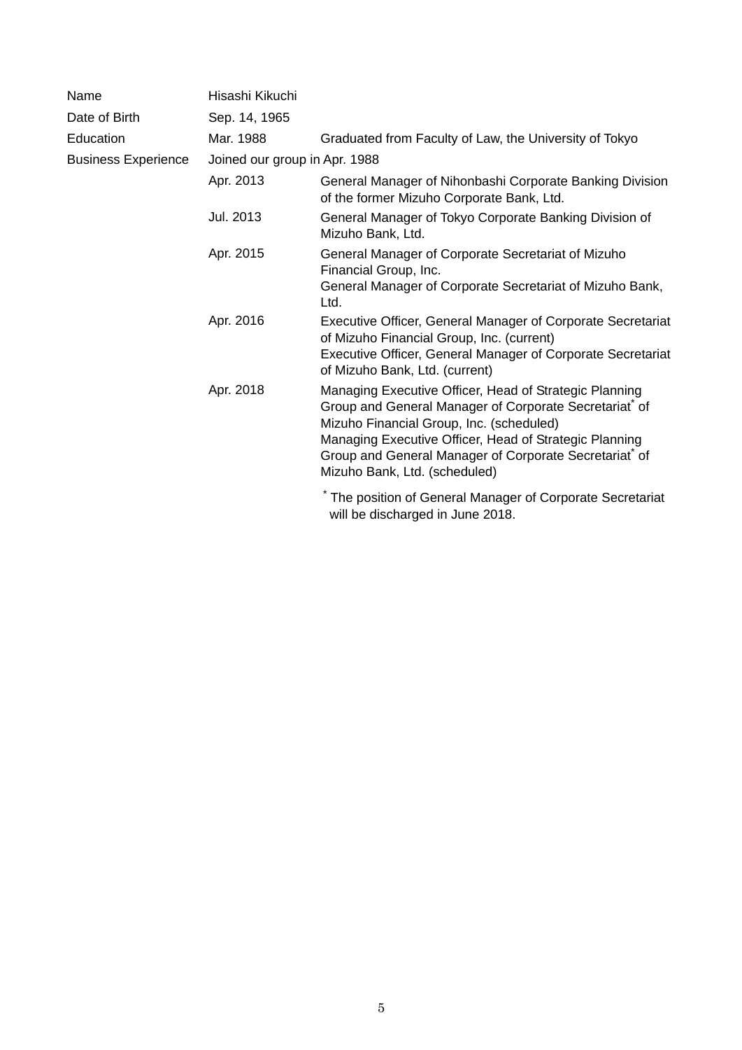| | | |
|---|---|---|
| Name | Hisashi Kikuchi | |
| Date of Birth | Sep. 14, 1965 | |
| Education | Mar. 1988 | Graduated from Faculty of Law, the University of Tokyo |
| Business Experience | Joined our group in Apr. 1988 | |
| | Apr. 2013 | General Manager of Nihonbashi Corporate Banking Division of the former Mizuho Corporate Bank, Ltd. |
| | Jul. 2013 | General Manager of Tokyo Corporate Banking Division of Mizuho Bank, Ltd. |
| | Apr. 2015 | General Manager of Corporate Secretariat of Mizuho Financial Group, Inc.<br>General Manager of Corporate Secretariat of Mizuho Bank, Ltd. |
| | Apr. 2016 | Executive Officer, General Manager of Corporate Secretariat of Mizuho Financial Group, Inc. (current)<br>Executive Officer, General Manager of Corporate Secretariat of Mizuho Bank, Ltd. (current) |
| | Apr. 2018 | Managing Executive Officer, Head of Strategic Planning Group and General Manager of Corporate Secretariat* of Mizuho Financial Group, Inc. (scheduled)<br>Managing Executive Officer, Head of Strategic Planning Group and General Manager of Corporate Secretariat* of Mizuho Bank, Ltd. (scheduled) |
| | | * The position of General Manager of Corporate Secretariat will be discharged in June 2018. |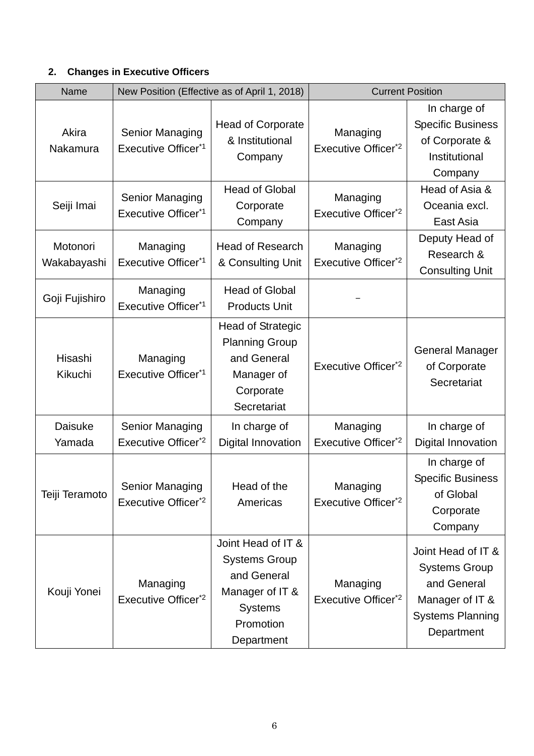### 2. Changes in Executive Officers

| Name | New Position (Effective as of April 1, 2018) | | Current Position | |
|---|---|---|---|---|
| Akira Nakamura | Senior Managing Executive Officer*1 | Head of Corporate & Institutional Company | Managing Executive Officer*2 | In charge of Specific Business of Corporate & Institutional Company |
| Seiji Imai | Senior Managing Executive Officer*1 | Head of Global Corporate Company | Managing Executive Officer*2 | Head of Asia & Oceania excl. East Asia |
| Motonori Wakabayashi | Managing Executive Officer*1 | Head of Research & Consulting Unit | Managing Executive Officer*2 | Deputy Head of Research & Consulting Unit |
| Goji Fujishiro | Managing Executive Officer*1 | Head of Global Products Unit | – | |
| Hisashi Kikuchi | Managing Executive Officer*1 | Head of Strategic Planning Group and General Manager of Corporate Secretariat | Executive Officer*2 | General Manager of Corporate Secretariat |
| Daisuke Yamada | Senior Managing Executive Officer*2 | In charge of Digital Innovation | Managing Executive Officer*2 | In charge of Digital Innovation |
| Teiji Teramoto | Senior Managing Executive Officer*2 | Head of the Americas | Managing Executive Officer*2 | In charge of Specific Business of Global Corporate Company |
| Kouji Yonei | Managing Executive Officer*2 | Joint Head of IT & Systems Group and General Manager of IT & Systems Promotion Department | Managing Executive Officer*2 | Joint Head of IT & Systems Group and General Manager of IT & Systems Planning Department |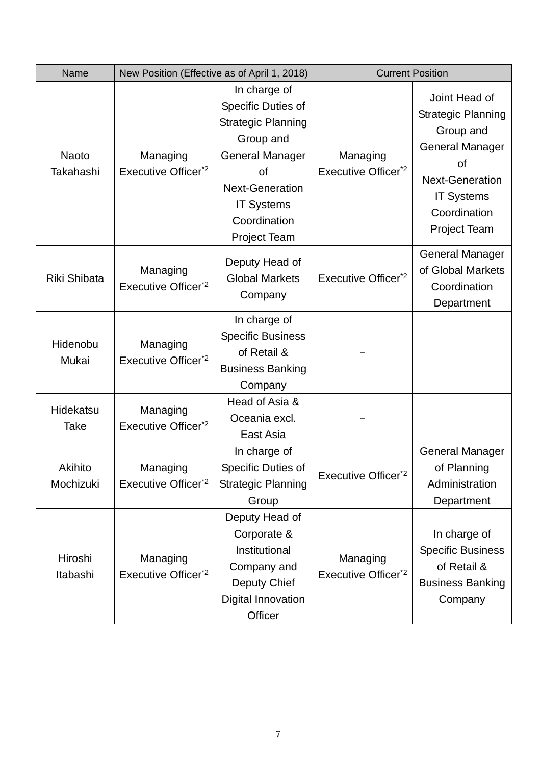| Name | New Position (Effective as of April 1, 2018) | | Current Position | |
|---|---|---|---|---|
| Naoto Takahashi | Managing Executive Officer*2 | In charge of Specific Duties of Strategic Planning Group and General Manager of Next-Generation IT Systems Coordination Project Team | Managing Executive Officer*2 | Joint Head of Strategic Planning Group and General Manager of Next-Generation IT Systems Coordination Project Team |
| Riki Shibata | Managing Executive Officer*2 | Deputy Head of Global Markets Company | Executive Officer*2 | General Manager of Global Markets Coordination Department |
| Hidenobu Mukai | Managing Executive Officer*2 | In charge of Specific Business of Retail & Business Banking Company | − | |
| Hidekatsu Take | Managing Executive Officer*2 | Head of Asia & Oceania excl. East Asia | − | |
| Akihito Mochizuki | Managing Executive Officer*2 | In charge of Specific Duties of Strategic Planning Group | Executive Officer*2 | General Manager of Planning Administration Department |
| Hiroshi Itabashi | Managing Executive Officer*2 | Deputy Head of Corporate & Institutional Company and Deputy Chief Digital Innovation Officer | Managing Executive Officer*2 | In charge of Specific Business of Retail & Business Banking Company |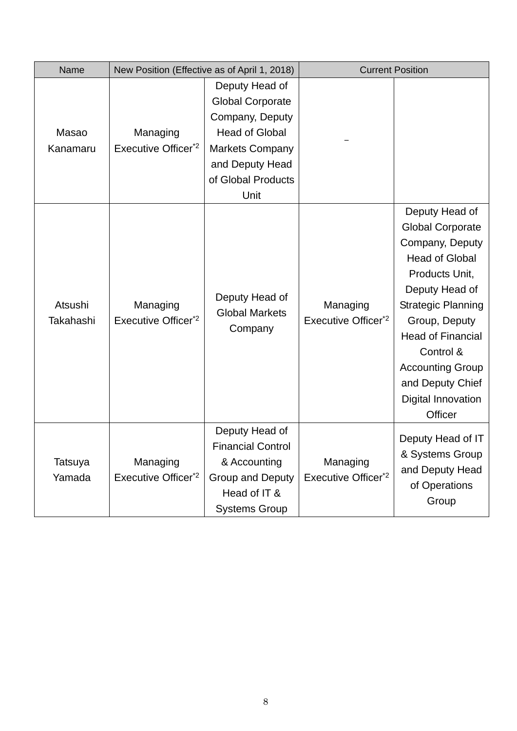| Name | New Position (Effective as of April 1, 2018) | | Current Position | |
|---|---|---|---|---|
| Masao Kanamaru | Managing Executive Officer*2 | Deputy Head of Global Corporate Company, Deputy Head of Global Markets Company and Deputy Head of Global Products Unit | – | |
| Atsushi Takahashi | Managing Executive Officer*2 | Deputy Head of Global Markets Company | Managing Executive Officer*2 | Deputy Head of Global Corporate Company, Deputy Head of Global Products Unit, Deputy Head of Strategic Planning Group, Deputy Head of Financial Control & Accounting Group and Deputy Chief Digital Innovation Officer |
| Tatsuya Yamada | Managing Executive Officer*2 | Deputy Head of Financial Control & Accounting Group and Deputy Head of IT & Systems Group | Managing Executive Officer*2 | Deputy Head of IT & Systems Group and Deputy Head of Operations Group |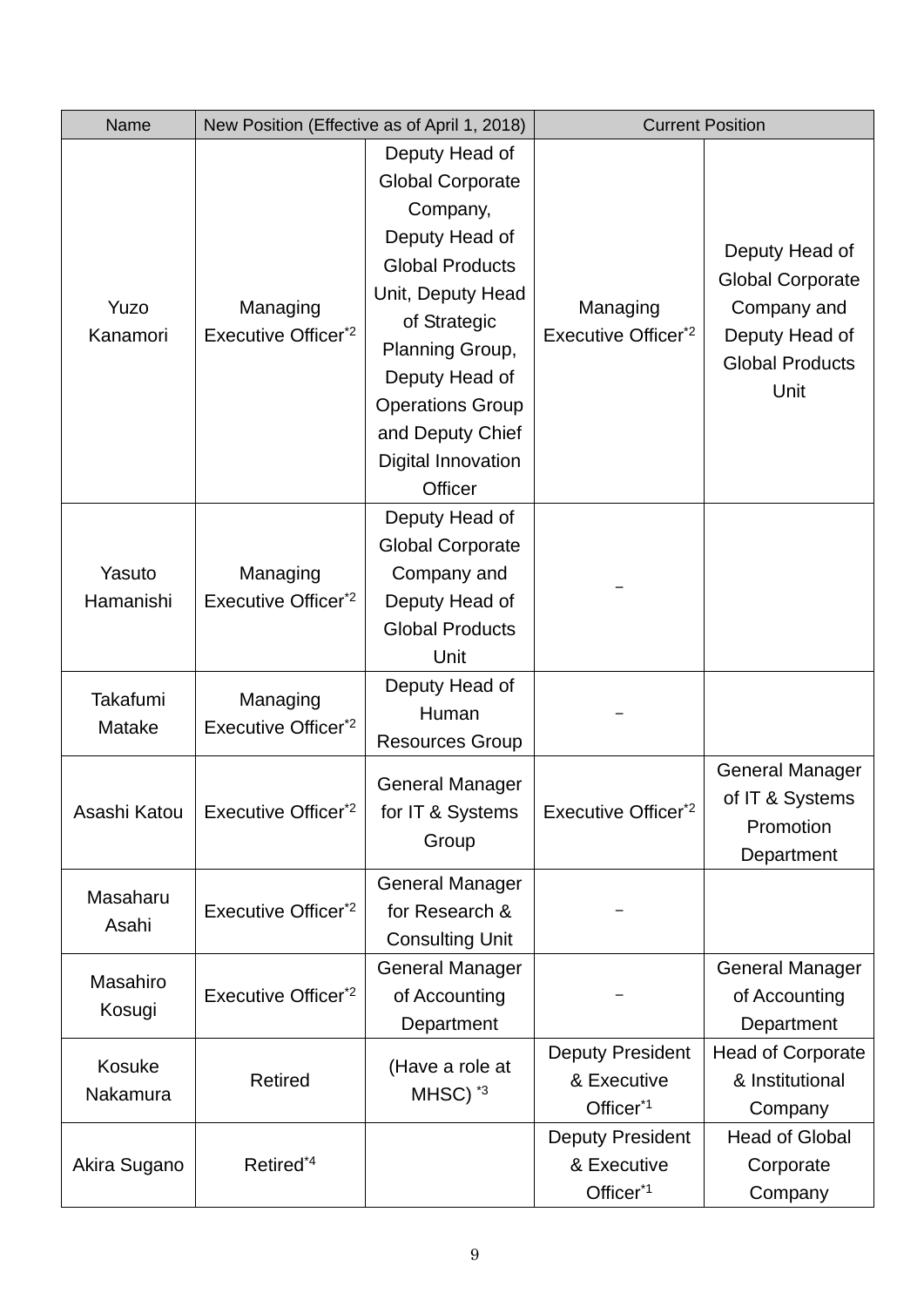| Name | New Position (Effective as of April 1, 2018) | | Current Position | |
|---|---|---|---|---|
| Yuzo Kanamori | Managing Executive Officer*2 | Deputy Head of Global Corporate Company, Deputy Head of Global Products Unit, Deputy Head of Strategic Planning Group, Deputy Head of Operations Group and Deputy Chief Digital Innovation Officer | Managing Executive Officer*2 | Deputy Head of Global Corporate Company and Deputy Head of Global Products Unit |
| Yasuto Hamanishi | Managing Executive Officer*2 | Deputy Head of Global Corporate Company and Deputy Head of Global Products Unit | – | |
| Takafumi Matake | Managing Executive Officer*2 | Deputy Head of Human Resources Group | – | |
| Asashi Katou | Executive Officer*2 | General Manager for IT & Systems Group | Executive Officer*2 | General Manager of IT & Systems Promotion Department |
| Masaharu Asahi | Executive Officer*2 | General Manager for Research & Consulting Unit | – | |
| Masahiro Kosugi | Executive Officer*2 | General Manager of Accounting Department | – | General Manager of Accounting Department |
| Kosuke Nakamura | Retired | (Have a role at MHSC) *3 | Deputy President & Executive Officer*1 | Head of Corporate & Institutional Company |
| Akira Sugano | Retired*4 | | Deputy President & Executive Officer*1 | Head of Global Corporate Company |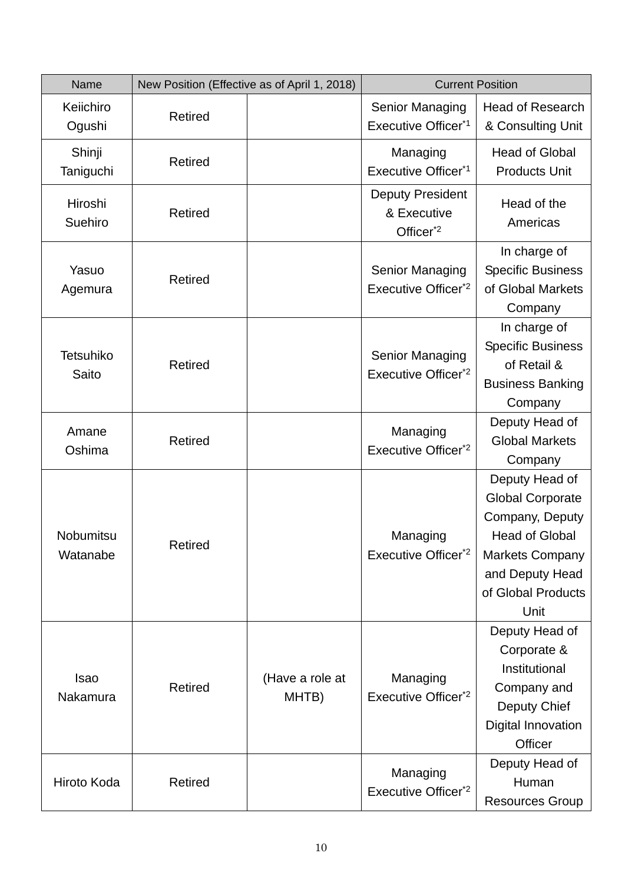| Name | New Position (Effective as of April 1, 2018) | | Current Position | |
|---|---|---|---|---|
| Keiichiro Ogushi | Retired | | Senior Managing Executive Officer*1 | Head of Research & Consulting Unit |
| Shinji Taniguchi | Retired | | Managing Executive Officer*1 | Head of Global Products Unit |
| Hiroshi Suehiro | Retired | | Deputy President & Executive Officer*2 | Head of the Americas |
| Yasuo Agemura | Retired | | Senior Managing Executive Officer*2 | In charge of Specific Business of Global Markets Company |
| Tetsuhiko Saito | Retired | | Senior Managing Executive Officer*2 | In charge of Specific Business of Retail & Business Banking Company |
| Amane Oshima | Retired | | Managing Executive Officer*2 | Deputy Head of Global Markets Company |
| Nobumitsu Watanabe | Retired | | Managing Executive Officer*2 | Deputy Head of Global Corporate Company, Deputy Head of Global Markets Company and Deputy Head of Global Products Unit |
| Isao Nakamura | Retired | (Have a role at MHTB) | Managing Executive Officer*2 | Deputy Head of Corporate & Institutional Company and Deputy Chief Digital Innovation Officer |
| Hiroto Koda | Retired | | Managing Executive Officer*2 | Deputy Head of Human Resources Group |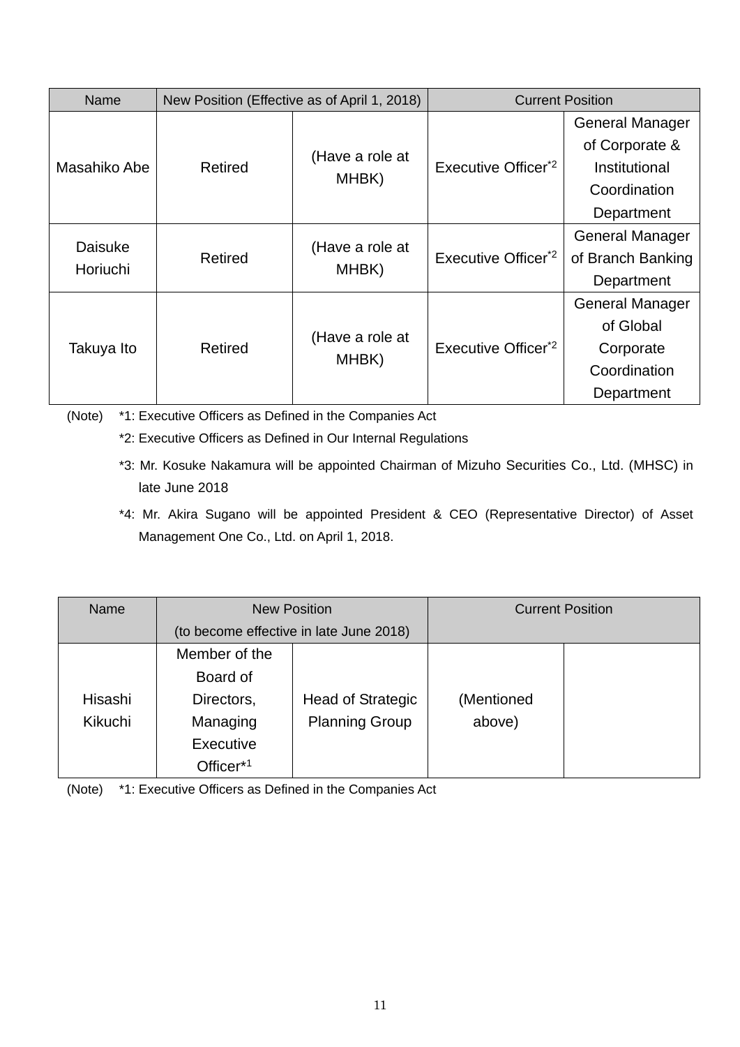| Name | New Position (Effective as of April 1, 2018) | | Current Position | |
|---|---|---|---|---|
| Masahiko Abe | Retired | (Have a role at MHBK) | Executive Officer*2 | General Manager of Corporate & Institutional Coordination Department |
| Daisuke Horiuchi | Retired | (Have a role at MHBK) | Executive Officer*2 | General Manager of Branch Banking Department |
| Takuya Ito | Retired | (Have a role at MHBK) | Executive Officer*2 | General Manager of Global Corporate Coordination Department |

(Note) *1: Executive Officers as Defined in the Companies Act

*2: Executive Officers as Defined in Our Internal Regulations

*3: Mr. Kosuke Nakamura will be appointed Chairman of Mizuho Securities Co., Ltd. (MHSC) in late June 2018

*4: Mr. Akira Sugano will be appointed President & CEO (Representative Director) of Asset Management One Co., Ltd. on April 1, 2018.

| Name | New Position (to become effective in late June 2018) | | Current Position | |
|---|---|---|---|---|
| Hisashi Kikuchi | Member of the Board of Directors, Managing Executive Officer*1 | Head of Strategic Planning Group | (Mentioned above) | |

(Note) *1: Executive Officers as Defined in the Companies Act